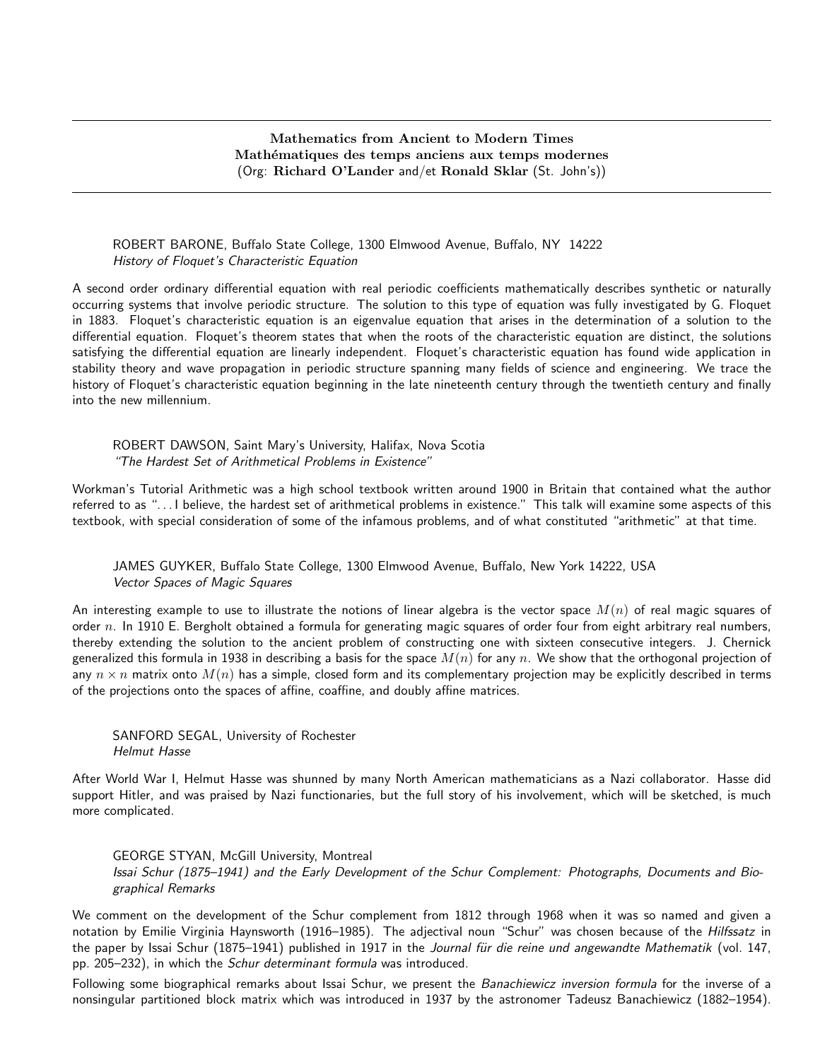## Mathematics from Ancient to Modern Times
## Mathématiques des temps anciens aux temps modernes
(Org: **Richard O'Lander** and/et **Ronald Sklar** (St. John's))

---

ROBERT BARONE, Buffalo State College, 1300 Elmwood Avenue, Buffalo, NY 14222
*History of Floquet's Characteristic Equation*

A second order ordinary differential equation with real periodic coefficients mathematically describes synthetic or naturally occurring systems that involve periodic structure. The solution to this type of equation was fully investigated by G. Floquet in 1883. Floquet's characteristic equation is an eigenvalue equation that arises in the determination of a solution to the differential equation. Floquet's theorem states that when the roots of the characteristic equation are distinct, the solutions satisfying the differential equation are linearly independent. Floquet's characteristic equation has found wide application in stability theory and wave propagation in periodic structure spanning many fields of science and engineering. We trace the history of Floquet's characteristic equation beginning in the late nineteenth century through the twentieth century and finally into the new millennium.

ROBERT DAWSON, Saint Mary's University, Halifax, Nova Scotia
*"The Hardest Set of Arithmetical Problems in Existence"*

Workman's Tutorial Arithmetic was a high school textbook written around 1900 in Britain that contained what the author referred to as "...I believe, the hardest set of arithmetical problems in existence." This talk will examine some aspects of this textbook, with special consideration of some of the infamous problems, and of what constituted "arithmetic" at that time.

JAMES GUYKER, Buffalo State College, 1300 Elmwood Avenue, Buffalo, New York 14222, USA
*Vector Spaces of Magic Squares*

An interesting example to use to illustrate the notions of linear algebra is the vector space $M(n)$ of real magic squares of order $n$. In 1910 E. Bergholt obtained a formula for generating magic squares of order four from eight arbitrary real numbers, thereby extending the solution to the ancient problem of constructing one with sixteen consecutive integers. J. Chernick generalized this formula in 1938 in describing a basis for the space $M(n)$ for any $n$. We show that the orthogonal projection of any $n \times n$ matrix onto $M(n)$ has a simple, closed form and its complementary projection may be explicitly described in terms of the projections onto the spaces of affine, coaffine, and doubly affine matrices.

SANFORD SEGAL, University of Rochester
*Helmut Hasse*

After World War I, Helmut Hasse was shunned by many North American mathematicians as a Nazi collaborator. Hasse did support Hitler, and was praised by Nazi functionaries, but the full story of his involvement, which will be sketched, is much more complicated.

GEORGE STYAN, McGill University, Montreal
*Issai Schur (1875–1941) and the Early Development of the Schur Complement: Photographs, Documents and Biographical Remarks*

We comment on the development of the Schur complement from 1812 through 1968 when it was so named and given a notation by Emilie Virginia Haynsworth (1916–1985). The adjectival noun "Schur" was chosen because of the *Hilfssatz* in the paper by Issai Schur (1875–1941) published in 1917 in the *Journal für die reine und angewandte Mathematik* (vol. 147, pp. 205–232), in which the *Schur determinant formula* was introduced.

Following some biographical remarks about Issai Schur, we present the *Banachiewicz inversion formula* for the inverse of a nonsingular partitioned block matrix which was introduced in 1937 by the astronomer Tadeusz Banachiewicz (1882–1954).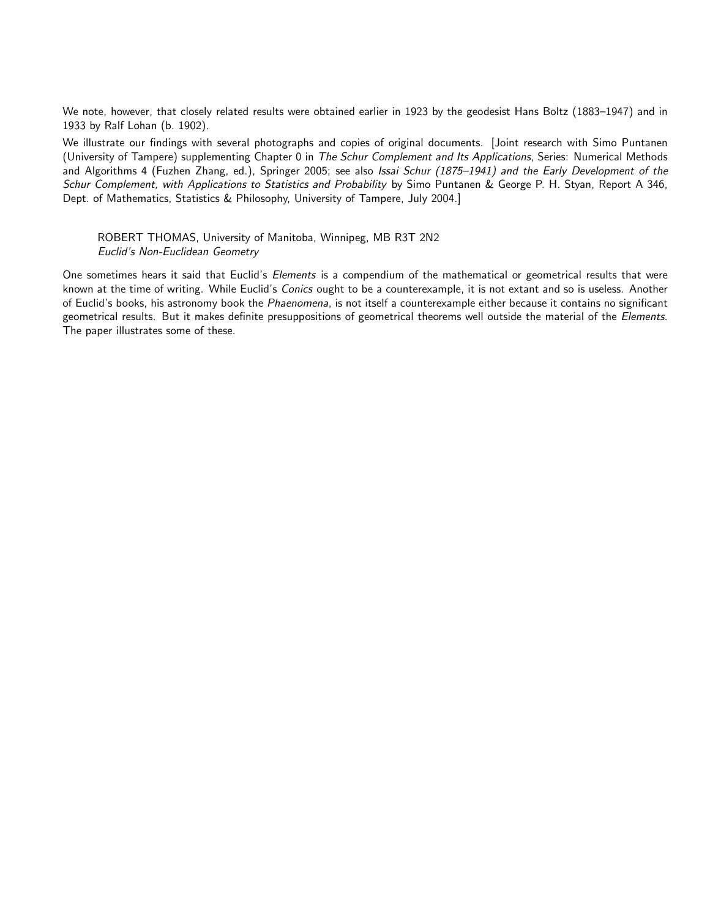We note, however, that closely related results were obtained earlier in 1923 by the geodesist Hans Boltz (1883–1947) and in 1933 by Ralf Lohan (b. 1902).

We illustrate our findings with several photographs and copies of original documents. [Joint research with Simo Puntanen (University of Tampere) supplementing Chapter 0 in *The Schur Complement and Its Applications*, Series: Numerical Methods and Algorithms 4 (Fuzhen Zhang, ed.), Springer 2005; see also *Issai Schur (1875–1941) and the Early Development of the Schur Complement, with Applications to Statistics and Probability* by Simo Puntanen & George P. H. Styan, Report A 346, Dept. of Mathematics, Statistics & Philosophy, University of Tampere, July 2004.]

ROBERT THOMAS, University of Manitoba, Winnipeg, MB R3T 2N2
*Euclid's Non-Euclidean Geometry*

One sometimes hears it said that Euclid's *Elements* is a compendium of the mathematical or geometrical results that were known at the time of writing. While Euclid's *Conics* ought to be a counterexample, it is not extant and so is useless. Another of Euclid's books, his astronomy book the *Phaenomena*, is not itself a counterexample either because it contains no significant geometrical results. But it makes definite presuppositions of geometrical theorems well outside the material of the *Elements*. The paper illustrates some of these.